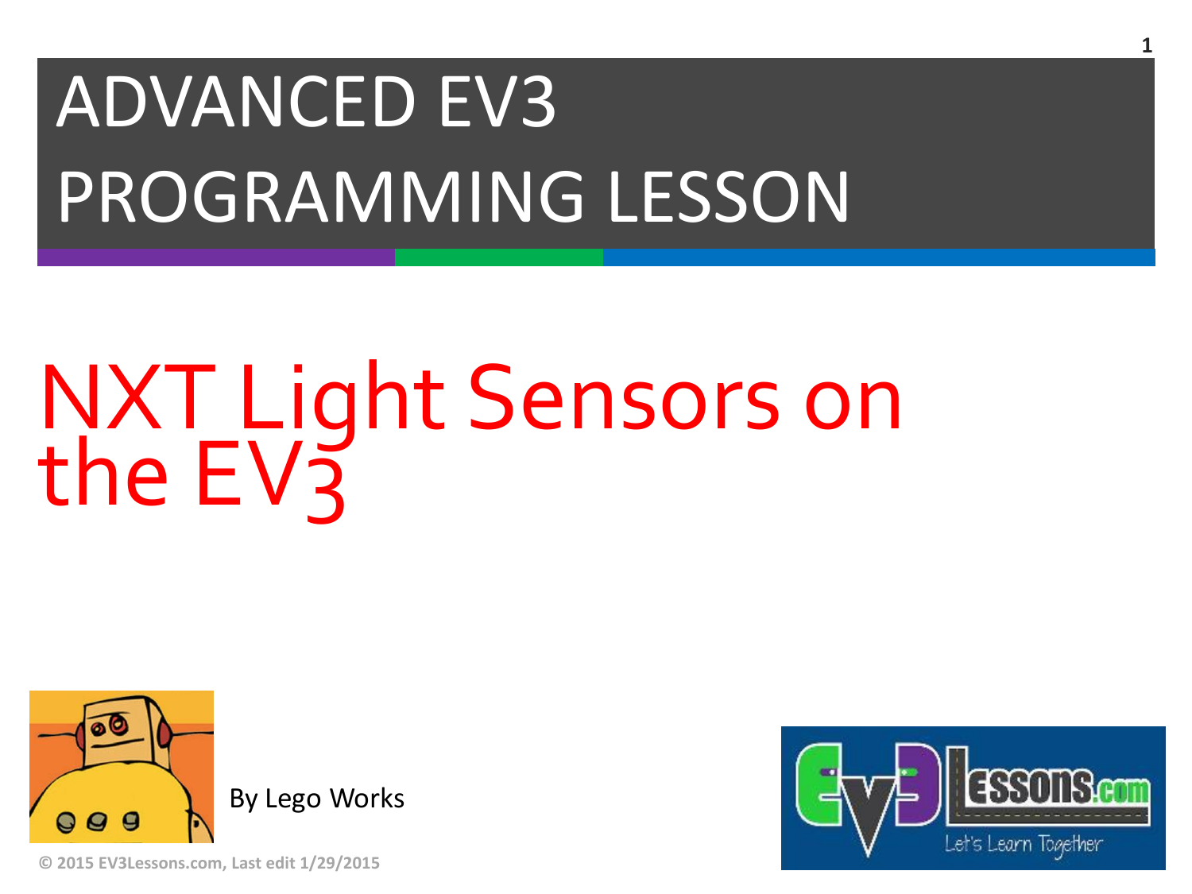# ADVANCED EV3 PROGRAMMING LESSON

# NXT Light Sensors on the EV3

By Lego Works

© 2015 EV3Lessons.com, Last edit 1/29/2015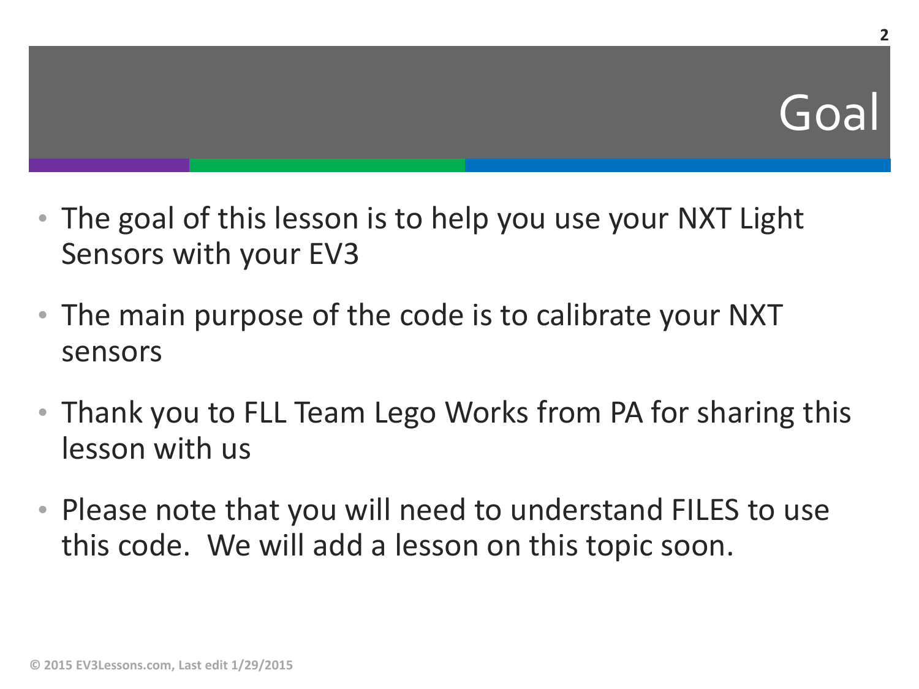# Goal

- The goal of this lesson is to help you use your NXT Light Sensors with your EV3
- The main purpose of the code is to calibrate your NXT sensors
- Thank you to FLL Team Lego Works from PA for sharing this lesson with us
- Please note that you will need to understand FILES to use this code. We will add a lesson on this topic soon.

© 2015 EV3Lessons.com, Last edit 1/29/2015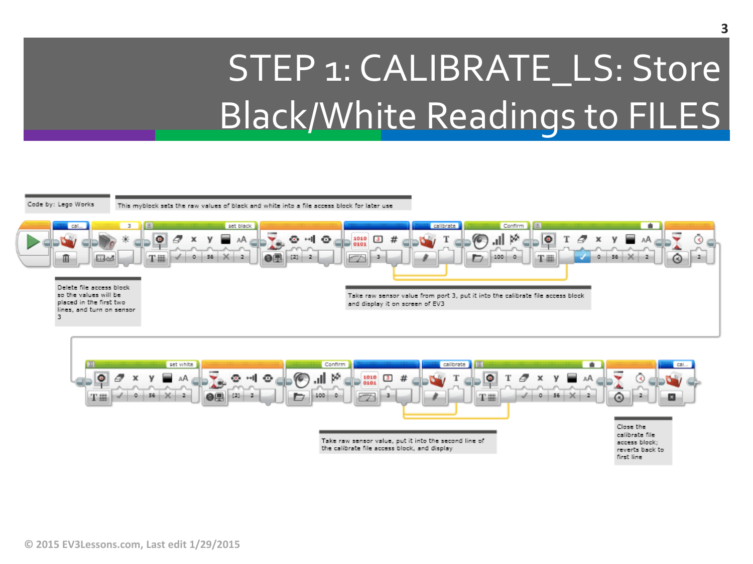# STEP 1: CALIBRATE_LS: Store Black/White Readings to FILES

Code by: Lego Works

This myblock sets the raw values of black and white into a file access block for later use

Delete file access block so the values will be placed in the first two lines, and turn on sensor 3

Take raw sensor value from port 3, put it into the calibrate file access block and display it on screen of EV3

Take raw sensor value, put it into the second line of the calibrate file access block, and display

Close the calibrate file access block; reverts back to first line

© 2015 EV3Lessons.com, Last edit 1/29/2015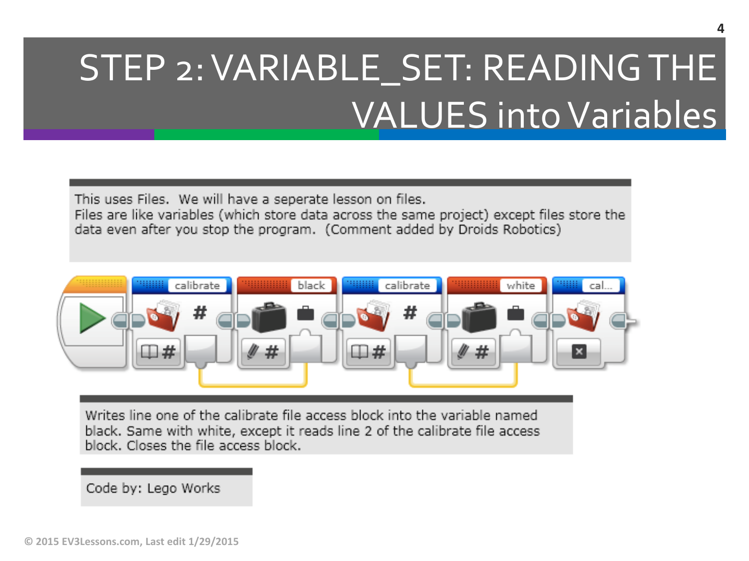# STEP 2: VARIABLE_SET: READING THE VALUES into Variables

This uses Files. We will have a seperate lesson on files.
Files are like variables (which store data across the same project) except files store the data even after you stop the program. (Comment added by Droids Robotics)

Writes line one of the calibrate file access block into the variable named black. Same with white, except it reads line 2 of the calibrate file access block. Closes the file access block.

Code by: Lego Works

© 2015 EV3Lessons.com, Last edit 1/29/2015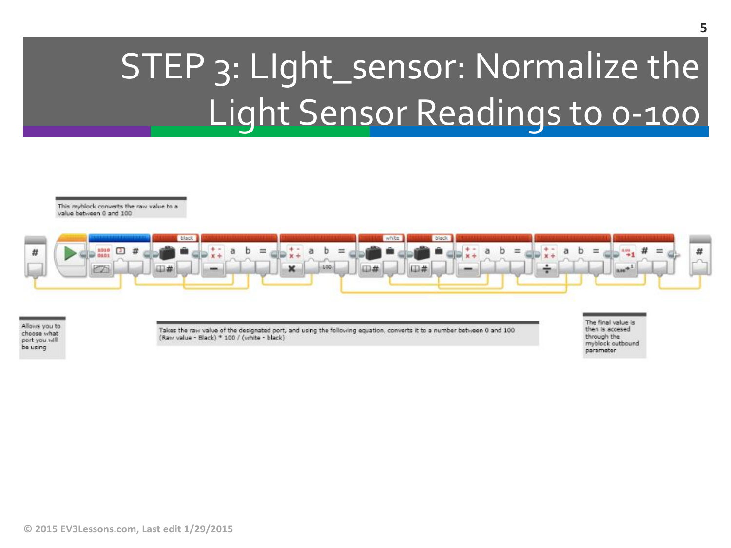# STEP 3: LIght_sensor: Normalize the Light Sensor Readings to 0-100

This myblock converts the raw value to a value between 0 and 100

Allows you to choose what port you will be using

Takes the raw value of the designated port, and using the following equation, converts it to a number between 0 and 100
(Raw value - Black) * 100 / (white - black)

The final value is then is accesed through the myblock outbound parameter

© 2015 EV3Lessons.com, Last edit 1/29/2015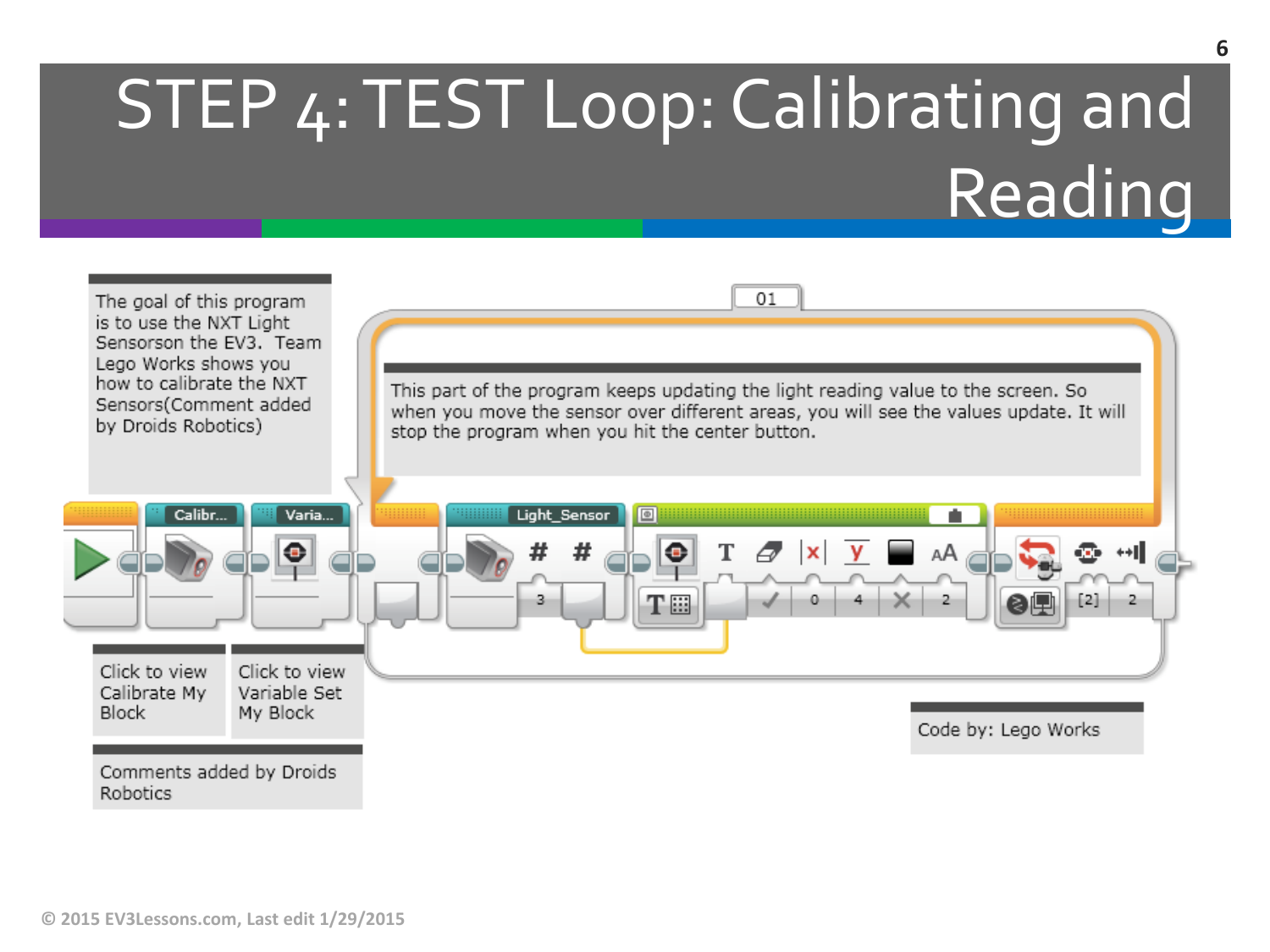# STEP 4: TEST Loop: Calibrating and Reading

The goal of this program is to use the NXT Light Sensorson the EV3. Team Lego Works shows you how to calibrate the NXT Sensors(Comment added by Droids Robotics)

01

This part of the program keeps updating the light reading value to the screen. So when you move the sensor over different areas, you will see the values update. It will stop the program when you hit the center button.

Calibr...

Varia...

Light_Sensor

Click to view Calibrate My Block

Click to view Variable Set My Block

Comments added by Droids Robotics

Code by: Lego Works

© 2015 EV3Lessons.com, Last edit 1/29/2015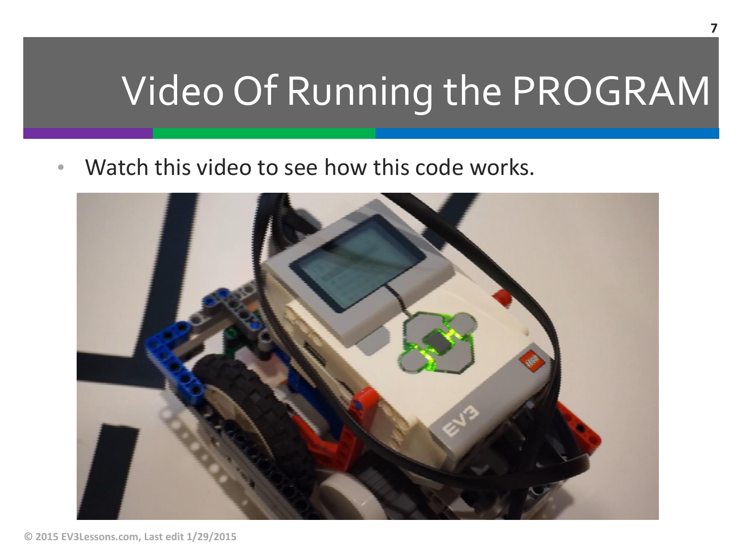# Video Of Running the PROGRAM

- Watch this video to see how this code works.

© 2015 EV3Lessons.com, Last edit 1/29/2015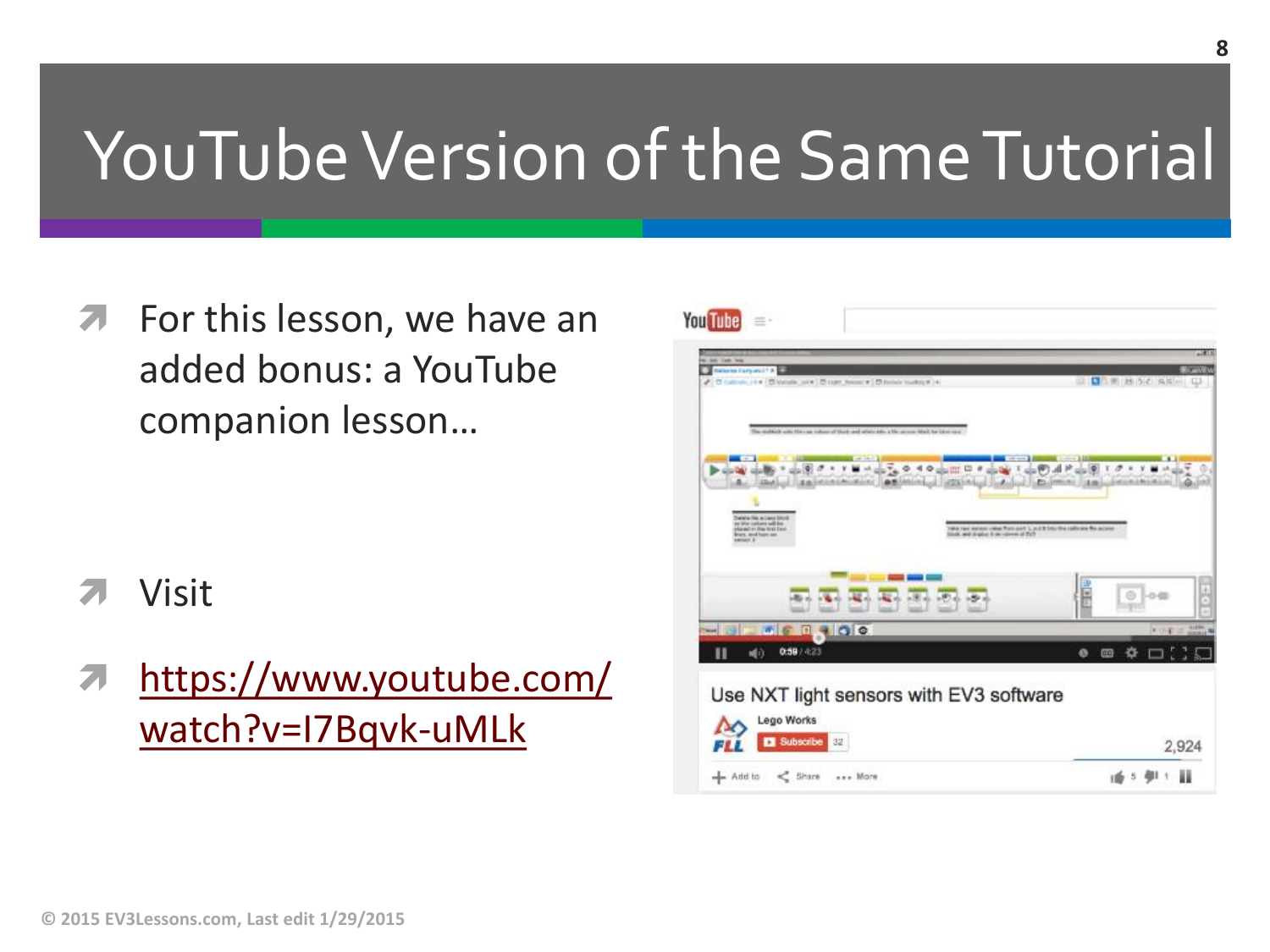# YouTube Version of the Same Tutorial

- For this lesson, we have an added bonus: a YouTube companion lesson…
- Visit
- https://www.youtube.com/watch?v=I7Bqvk-uMLk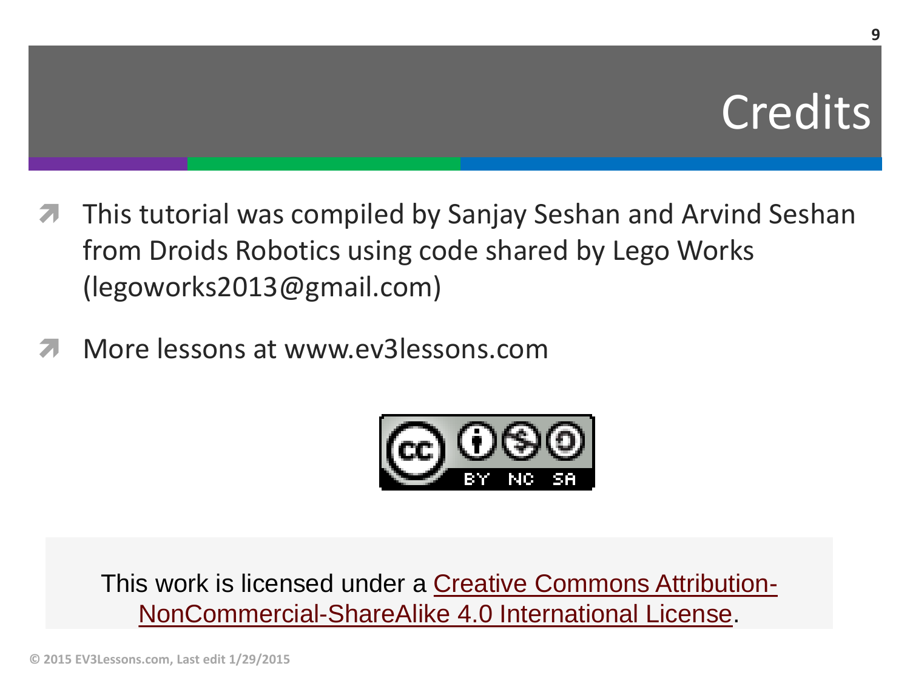# Credits

- This tutorial was compiled by Sanjay Seshan and Arvind Seshan from Droids Robotics using code shared by Lego Works (legoworks2013@gmail.com)
- More lessons at www.ev3lessons.com

This work is licensed under a Creative Commons Attribution-NonCommercial-ShareAlike 4.0 International License.

© 2015 EV3Lessons.com, Last edit 1/29/2015